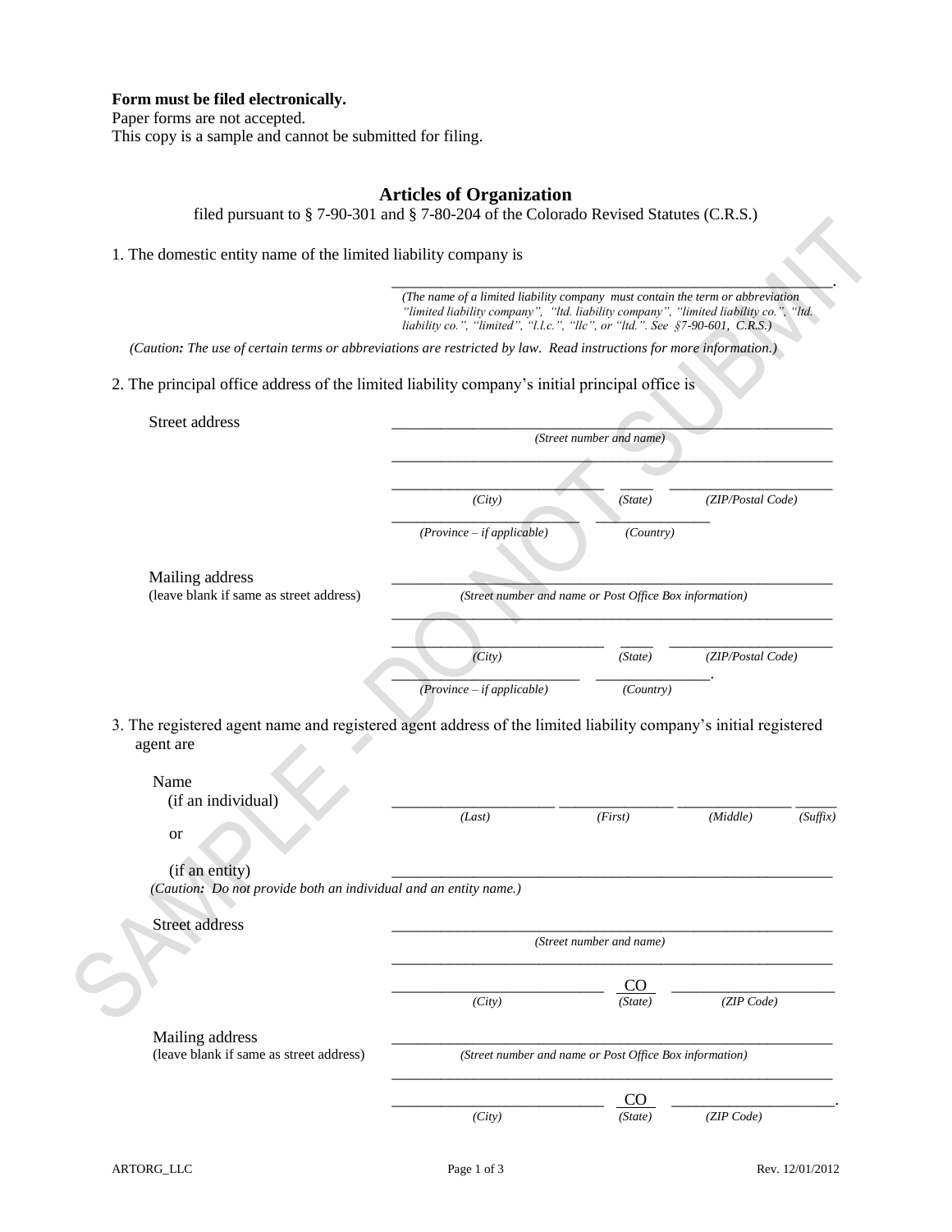**Form must be filed electronically.**
Paper forms are not accepted.
This copy is a sample and cannot be submitted for filing.

## Articles of Organization

filed pursuant to § 7-90-301 and § 7-80-204 of the Colorado Revised Statutes (C.R.S.)

1. The domestic entity name of the limited liability company is

______________________________________________________.

*(The name of a limited liability company must contain the term or abbreviation "limited liability company", "ltd. liability company", "limited liability co.", "ltd. liability co.", "limited", "l.l.c.", "llc", or "ltd.". See §7-90-601, C.R.S.)*

*(Caution: The use of certain terms or abbreviations are restricted by law. Read instructions for more information.)*

2. The principal office address of the limited liability company's initial principal office is

Street address

______________________________________________________
*(Street number and name)*

______________________________________________________

____________________________ _____ ______________________
*(City)* *(State)* *(ZIP/Postal Code)*

_________________________ _______________
*(Province – if applicable)* *(Country)*

Mailing address
(leave blank if same as street address)

______________________________________________________
*(Street number and name or Post Office Box information)*

______________________________________________________

____________________________ _____ ______________________
*(City)* *(State)* *(ZIP/Postal Code)*

_________________________ _______________.
*(Province – if applicable)* *(Country)*

3. The registered agent name and registered agent address of the limited liability company's initial registered agent are

Name
(if an individual)

_____________________ _______________ _______________ ______
*(Last)* *(First)* *(Middle)* *(Suffix)*

or

(if an entity)

______________________________________________________

*(Caution: Do not provide both an individual and an entity name.)*

Street address

______________________________________________________
*(Street number and name)*

______________________________________________________

____________________________ CO ______________________
*(City)* *(State)* *(ZIP Code)*

Mailing address
(leave blank if same as street address)

______________________________________________________
*(Street number and name or Post Office Box information)*

______________________________________________________

____________________________ CO ______________________.
*(City)* *(State)* *(ZIP Code)*

ARTORG_LLC Rev. 12/01/2012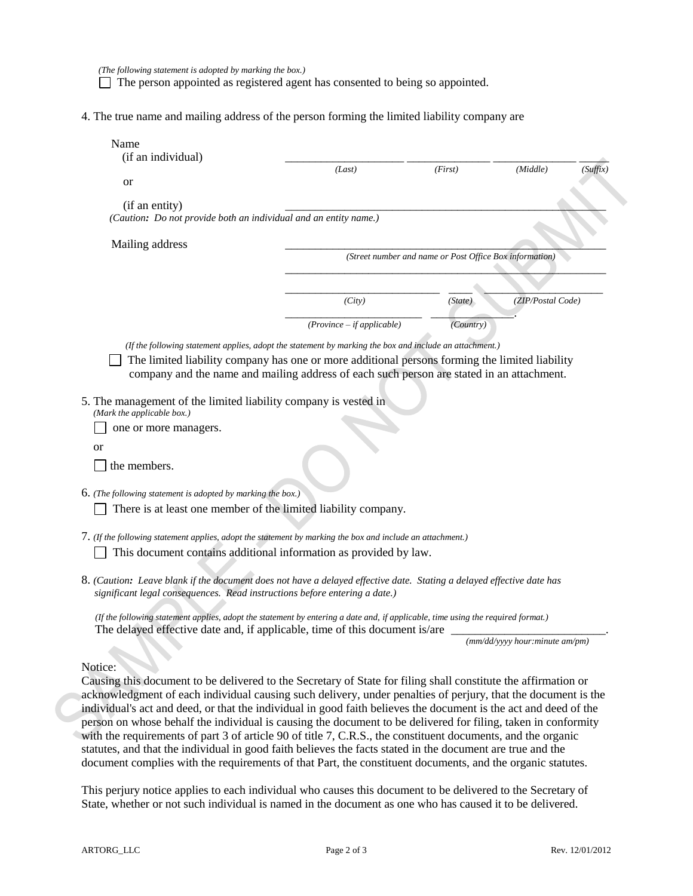*(The following statement is adopted by marking the box.)*

☐ The person appointed as registered agent has consented to being so appointed.

4. The true name and mailing address of the person forming the limited liability company are

Name
(if an individual) ____________________ ______________ ______________ _____
*(Last)* *(First)* *(Middle)* *(Suffix)*

or

(if an entity) ______________________________________________________
*(Caution: Do not provide both an individual and an entity name.)*

Mailing address ______________________________________________________
*(Street number and name or Post Office Box information)*

______________________________________________________

__________________________ _____ ____________________
*(City)* *(State)* *(ZIP/Postal Code)*

________________________ _______________.
*(Province – if applicable)* *(Country)*

*(If the following statement applies, adopt the statement by marking the box and include an attachment.)*

☐ The limited liability company has one or more additional persons forming the limited liability company and the name and mailing address of each such person are stated in an attachment.

5. The management of the limited liability company is vested in
*(Mark the applicable box.)*

☐ one or more managers.

or

☐ the members.

6. *(The following statement is adopted by marking the box.)*

☐ There is at least one member of the limited liability company.

7. *(If the following statement applies, adopt the statement by marking the box and include an attachment.)*

☐ This document contains additional information as provided by law.

8. *(Caution: Leave blank if the document does not have a delayed effective date. Stating a delayed effective date has significant legal consequences. Read instructions before entering a date.)*

*(If the following statement applies, adopt the statement by entering a date and, if applicable, time using the required format.)*
The delayed effective date and, if applicable, time of this document is/are __________________________.
*(mm/dd/yyyy hour:minute am/pm)*

Notice:
Causing this document to be delivered to the Secretary of State for filing shall constitute the affirmation or acknowledgment of each individual causing such delivery, under penalties of perjury, that the document is the individual's act and deed, or that the individual in good faith believes the document is the act and deed of the person on whose behalf the individual is causing the document to be delivered for filing, taken in conformity with the requirements of part 3 of article 90 of title 7, C.R.S., the constituent documents, and the organic statutes, and that the individual in good faith believes the facts stated in the document are true and the document complies with the requirements of that Part, the constituent documents, and the organic statutes.

This perjury notice applies to each individual who causes this document to be delivered to the Secretary of State, whether or not such individual is named in the document as one who has caused it to be delivered.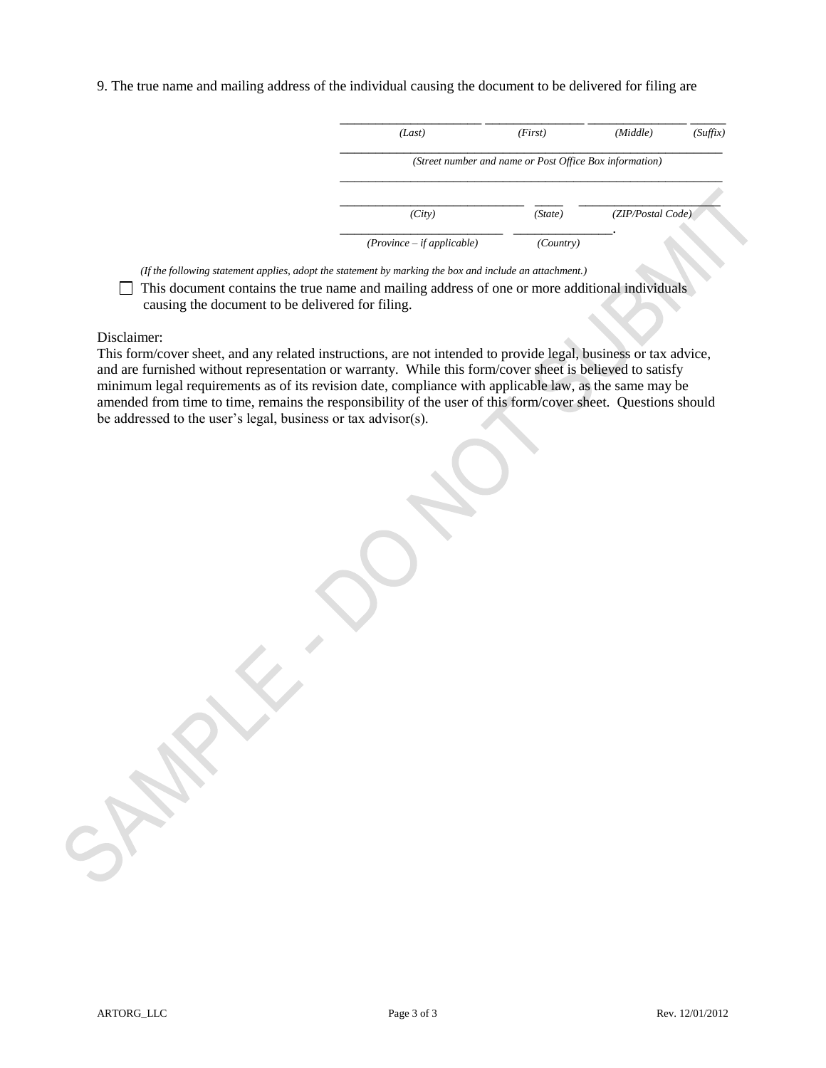9. The true name and mailing address of the individual causing the document to be delivered for filing are

| | | | |
|---|---|---|---|
| _______________ | _______________ | _______________ | _____ |
| *(Last)* | *(First)* | *(Middle)* | *(Suffix)* |

_____________________________________________

*(Street number and name or Post Office Box information)*

_____________________________________________

| | | |
|---|---|---|
| _______________ | _____ | _______________ |
| *(City)* | *(State)* | *(ZIP/Postal Code)* |

| | |
|---|---|
| _______________ | _______________. |
| *(Province – if applicable)* | *(Country)* |

*(If the following statement applies, adopt the statement by marking the box and include an attachment.)*

☐ This document contains the true name and mailing address of one or more additional individuals causing the document to be delivered for filing.

Disclaimer:
This form/cover sheet, and any related instructions, are not intended to provide legal, business or tax advice, and are furnished without representation or warranty. While this form/cover sheet is believed to satisfy minimum legal requirements as of its revision date, compliance with applicable law, as the same may be amended from time to time, remains the responsibility of the user of this form/cover sheet. Questions should be addressed to the user's legal, business or tax advisor(s).

SAMPLE - DO NOT SUBMIT

ARTORG_LLC Rev. 12/01/2012